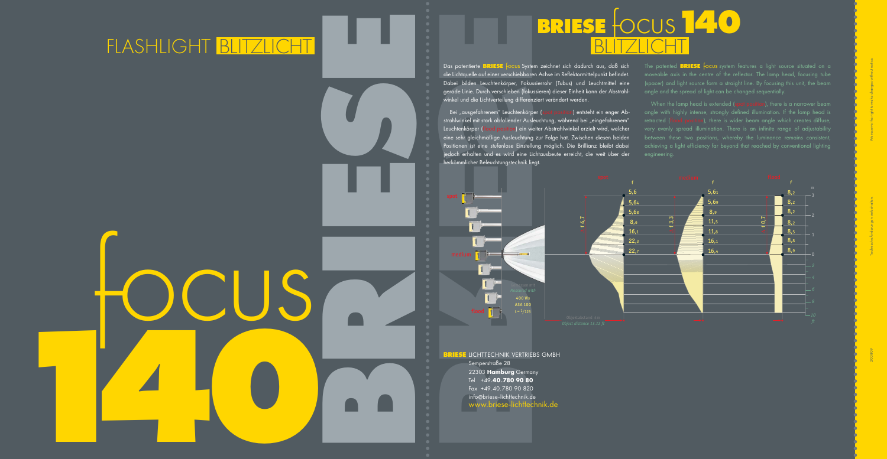# FLASHLIGHT BLITZLICHT

# focus 140

# BRIESE

# BRIESE focus 140 BLITZLICHT

Das patentierte **BRIESE** focus System zeichnet sich dadurch aus, daß sich die Lichtquelle auf einer verschiebbaren Achse im Reflektormittelpunkt befindet. Dabei bilden Leuchtenkörper, Fokussierrohr (Tubus) und Leuchtmittel eine gerade Linie. Durch verschieben (fokussieren) dieser Einheit kann der Abstrahlwinkel und die Lichtverteilung differenziert verändert werden.

Bei „ausgefahrenem" Leuchtenkörper (spot position) entsteht ein enger Abstrahlwinkel mit stark abfallender Ausleuchtung, während bei „eingefahrenem" Leuchtenkörper (flood position) ein weiter Abstrahlwinkel erzielt wird, welcher eine sehr gleichmäßige Ausleuchtung zur Folge hat. Zwischen diesen beiden Positionen ist eine stufenlose Einstellung möglich. Die Brillianz bleibt dabei jedoch erhalten und es wird eine Lichtausbeute erreicht, die weit über der herkömmlicher Beleuchtungstechnik liegt.

The patented **BRIESE** focus system features a light source situated on a moveable axis in the centre of the reflector. The lamp head, focusing tube (spacer) and light source form a straight line. By focusing this unit, the beam angle and the spread of light can be changed sequentially.

When the lamp head is extended (spot position), there is a narrower beam angle with highly intense, strongly defined illumination. If the lamp head is retracted (flood position), there is wider beam angle which creates diffuse, very evenly spread illumination. There is an infinite range of adjustability between these two positions, whereby the luminance remains consistent, achieving a light efficiency far beyond that reached by conventional lighting engineering.

spot / medium / flood

Gemessen mit / Measured with: 400 Ws, ASA 100, t = 1/125

Objektabstand 4 m / Object distance 13,12 ft

| m | spot f | medium f | flood f |
|---|---|---|---|
| 3 | 5,6 | 5,6₁ | 8,₂ |
| | 5,6₄ | 5,6₉ | 8,₂ |
| 2 | 5,6₈ | 8,₉ | 8,₂ |
| | 8,₆ | 11,₅ | 8,₂ |
| 1 | 16,₁ | 11,₈ | 8,₅ |
| | 22,₃ | 16,₁ | 8,₈ |
| 0 | 22,₇ | 16,₄ | 8,₉ |

spot: f 4,7 — medium: f 3,3 — flood: f 0,7

**BRIESE** LICHTTECHNIK VERTRIEBS GMBH
Semperstraße 28
22303 **Hamburg** Germany
Tel +49.**40.780 90 80**
Fax +49.40.780 90 820
info@briese-lichttechnik.de
www.briese-lichttechnik.de

Technische Änderungen vorbehalten
We reserve the right to make changes without notice.
200809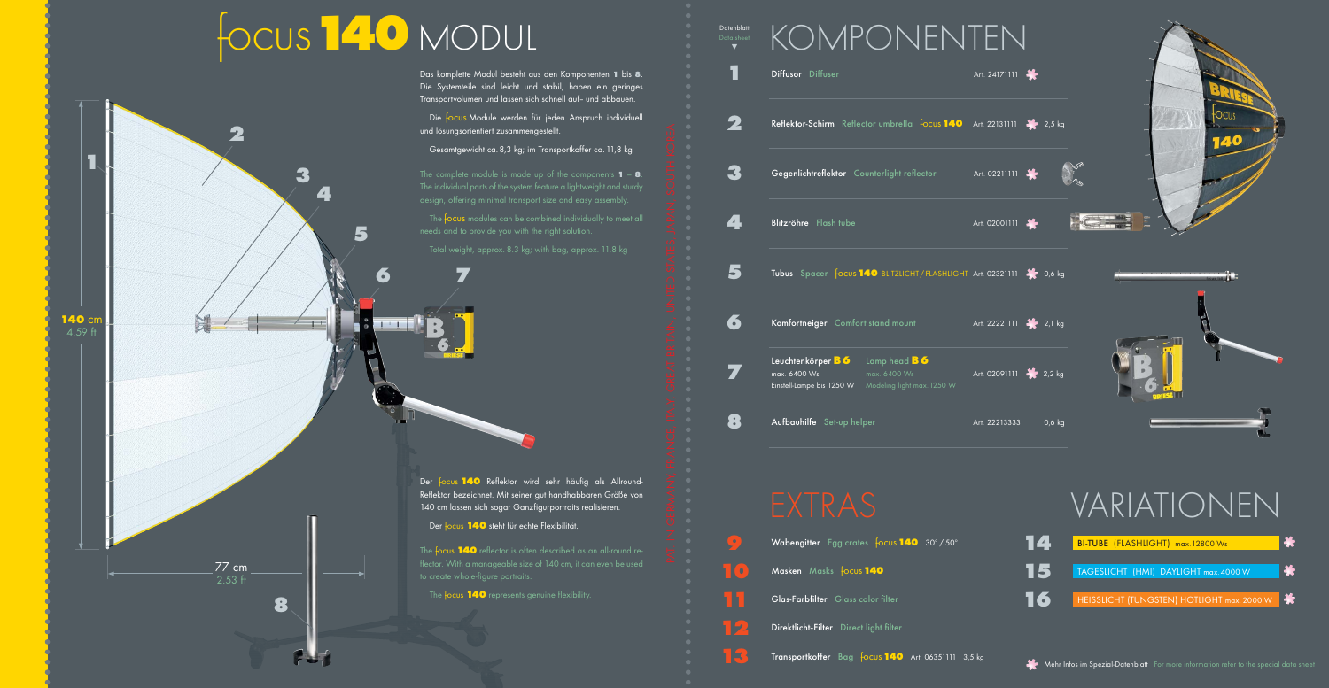# focus 140 MODUL

140 cm
4.59 ft

77 cm
2.53 ft

Das komplette Modul besteht aus den Komponenten **1** bis **8**. Die Systemteile sind leicht und stabil, haben ein geringes Transportvolumen und lassen sich schnell auf- und abbauen.

Die focus Module werden für jeden Anspruch individuell und lösungsorientiert zusammengestellt.

Gesamtgewicht ca. 8,3 kg; im Transportkoffer ca. 11,8 kg

The complete module is made up of the components **1** – **8**. The individual parts of the system feature a lightweight and sturdy design, offering minimal transport size and easy assembly.

The focus modules can be combined individually to meet all needs and to provide you with the right solution.

Total weight, approx. 8.3 kg; with bag, approx. 11.8 kg

Der focus **140** Reflektor wird sehr häufig als Allround-Reflektor bezeichnet. Mit seiner gut handhabbaren Größe von 140 cm lassen sich sogar Ganzfigurportraits realisieren.

Der focus **140** steht für echte Flexibilität.

The focus **140** reflector is often described as an all-round reflector. With a manageable size of 140 cm, it can even be used to create whole-figure portraits.

The focus **140** represents genuine flexibility.

Datenblatt
Data sheet

# KOMPONENTEN

| | | | |
|---|---|---|---|
| **1** | Diffusor Diffuser | Art. 24171111 ✻ | |
| **2** | Reflektor-Schirm Reflector umbrella focus **140** | Art. 22131111 ✻ | 2,5 kg |
| **3** | Gegenlichtreflektor Counterlight reflector | Art. 02211111 ✻ | |
| **4** | Blitzröhre Flash tube | Art. 02001111 ✻ | |
| **5** | Tubus Spacer focus **140** BLITZLICHT / FLASHLIGHT | Art. 02321111 ✻ | 0,6 kg |
| **6** | Komfortneiger Comfort stand mount | Art. 22221111 ✻ | 2,1 kg |
| **7** | Leuchtenkörper **B 6** Lamp head **B 6** max. 6400 Ws / max. 6400 Ws; Einstell-Lampe bis 1250 W / Modeling light max. 1250 W | Art. 02091111 ✻ | 2,2 kg |
| **8** | Aufbauhilfe Set-up helper | Art. 22213333 | 0,6 kg |

# EXTRAS

| | | |
|---|---|---|
| **9** | Wabengitter Egg crates focus **140** 30° / 50° | |
| **10** | Masken Masks focus **140** | |
| **11** | Glas-Farbfilter Glass color filter | |
| **12** | Direktlicht-Filter Direct light filter | |
| **13** | Transportkoffer Bag focus **140** Art. 06351111 | 3,5 kg |

# VARIATIONEN

| | |
|---|---|
| **14** | BI-TUBE (FLASHLIGHT) max. 12800 Ws ✻ |
| **15** | TAGESLICHT (HMI) DAYLIGHT max. 4000 W ✻ |
| **16** | HEISSLICHT (TUNGSTEN) HOTLIGHT max. 2000 W ✻ |

✻ Mehr Infos im Spezial-Datenblatt For more information refer to the special data sheet